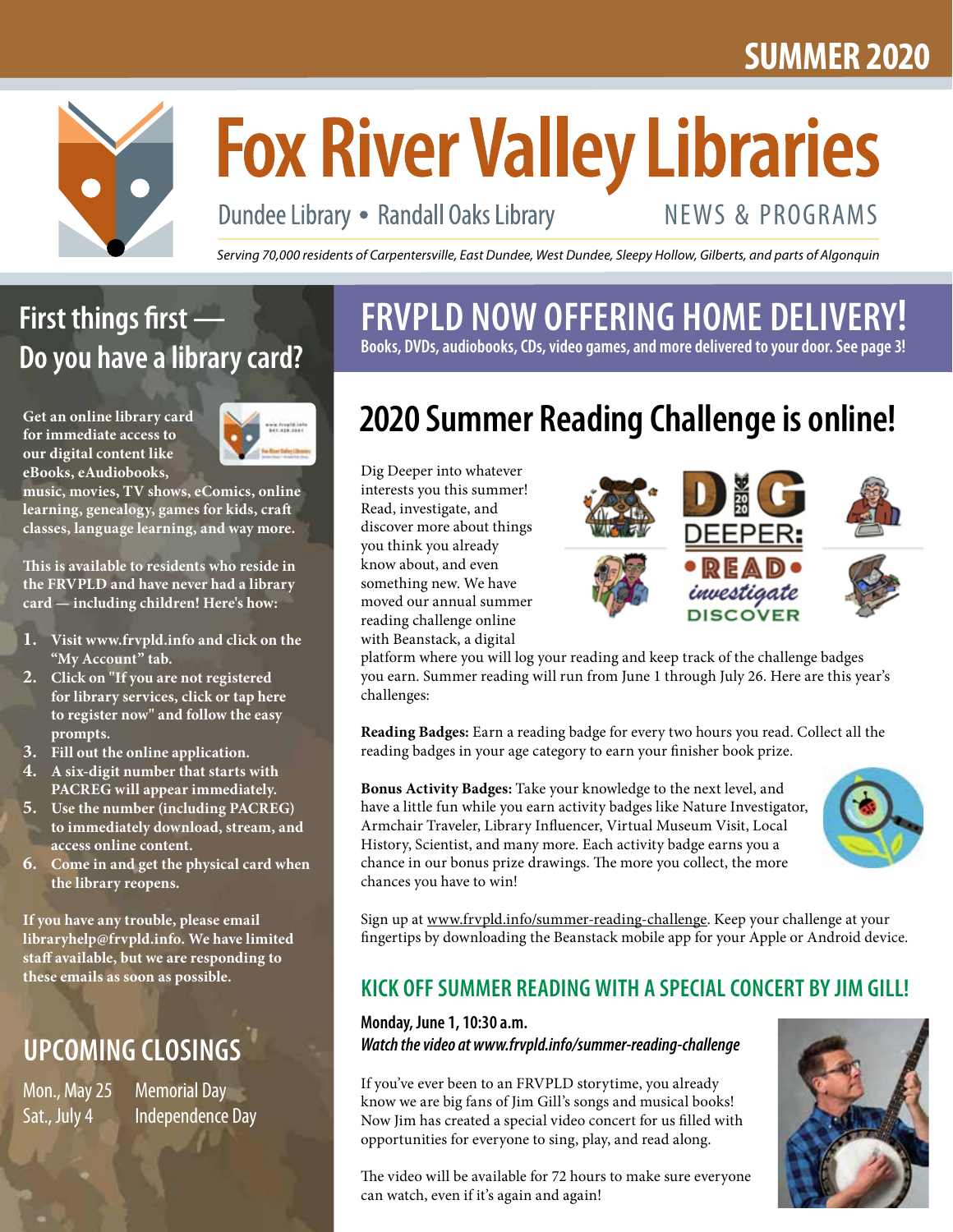SUMMER 2020

# Fox River Valley Libraries

Dundee Library • Randall Oaks Library

NEWS & PROGRAMS

*Serving 70,000 residents of Carpentersville, East Dundee, West Dundee, Sleepy Hollow, Gilberts, and parts of Algonquin*

## First things first — Do you have a library card?

**Get an online library card for immediate access to our digital content like eBooks, eAudiobooks, music, movies, TV shows, eComics, online learning, genealogy, games for kids, craft classes, language learning, and way more.**

**This is available to residents who reside in the FRVPLD and have never had a library card — including children! Here's how:**

1. **Visit www.frvpld.info and click on the "My Account" tab.**
2. **Click on "If you are not registered for library services, click or tap here to register now" and follow the easy prompts.**
3. **Fill out the online application.**
4. **A six-digit number that starts with PACREG will appear immediately.**
5. **Use the number (including PACREG) to immediately download, stream, and access online content.**
6. **Come in and get the physical card when the library reopens.**

**If you have any trouble, please email libraryhelp@frvpld.info. We have limited staff available, but we are responding to these emails as soon as possible.**

## UPCOMING CLOSINGS

| | |
|---|---|
| Mon., May 25 | Memorial Day |
| Sat., July 4 | Independence Day |

## FRVPLD NOW OFFERING HOME DELIVERY!

**Books, DVDs, audiobooks, CDs, video games, and more delivered to your door. See page 3!**

## 2020 Summer Reading Challenge is online!

Dig Deeper into whatever interests you this summer! Read, investigate, and discover more about things you think you already know about, and even something new. We have moved our annual summer reading challenge online with Beanstack, a digital platform where you will log your reading and keep track of the challenge badges you earn. Summer reading will run from June 1 through July 26. Here are this year's challenges:

**Reading Badges:** Earn a reading badge for every two hours you read. Collect all the reading badges in your age category to earn your finisher book prize.

**Bonus Activity Badges:** Take your knowledge to the next level, and have a little fun while you earn activity badges like Nature Investigator, Armchair Traveler, Library Influencer, Virtual Museum Visit, Local History, Scientist, and many more. Each activity badge earns you a chance in our bonus prize drawings. The more you collect, the more chances you have to win!

Sign up at www.frvpld.info/summer-reading-challenge. Keep your challenge at your fingertips by downloading the Beanstack mobile app for your Apple or Android device.

### KICK OFF SUMMER READING WITH A SPECIAL CONCERT BY JIM GILL!

**Monday, June 1, 10:30 a.m.**
***Watch the video at www.frvpld.info/summer-reading-challenge***

If you've ever been to an FRVPLD storytime, you already know we are big fans of Jim Gill's songs and musical books! Now Jim has created a special video concert for us filled with opportunities for everyone to sing, play, and read along.

The video will be available for 72 hours to make sure everyone can watch, even if it's again and again!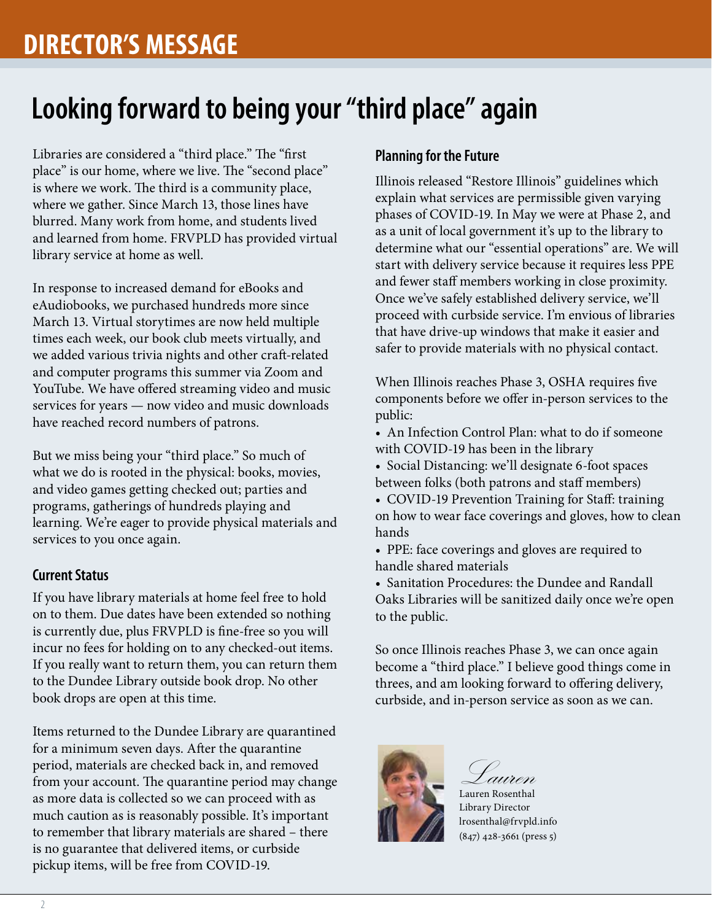# DIRECTOR'S MESSAGE

## Looking forward to being your "third place" again

Libraries are considered a "third place." The "first place" is our home, where we live. The "second place" is where we work. The third is a community place, where we gather. Since March 13, those lines have blurred. Many work from home, and students lived and learned from home. FRVPLD has provided virtual library service at home as well.

In response to increased demand for eBooks and eAudiobooks, we purchased hundreds more since March 13. Virtual storytimes are now held multiple times each week, our book club meets virtually, and we added various trivia nights and other craft-related and computer programs this summer via Zoom and YouTube. We have offered streaming video and music services for years — now video and music downloads have reached record numbers of patrons.

But we miss being your "third place." So much of what we do is rooted in the physical: books, movies, and video games getting checked out; parties and programs, gatherings of hundreds playing and learning. We're eager to provide physical materials and services to you once again.

### Current Status

If you have library materials at home feel free to hold on to them. Due dates have been extended so nothing is currently due, plus FRVPLD is fine-free so you will incur no fees for holding on to any checked-out items. If you really want to return them, you can return them to the Dundee Library outside book drop. No other book drops are open at this time.

Items returned to the Dundee Library are quarantined for a minimum seven days. After the quarantine period, materials are checked back in, and removed from your account. The quarantine period may change as more data is collected so we can proceed with as much caution as is reasonably possible. It's important to remember that library materials are shared – there is no guarantee that delivered items, or curbside pickup items, will be free from COVID-19.

### Planning for the Future

Illinois released "Restore Illinois" guidelines which explain what services are permissible given varying phases of COVID-19. In May we were at Phase 2, and as a unit of local government it's up to the library to determine what our "essential operations" are. We will start with delivery service because it requires less PPE and fewer staff members working in close proximity. Once we've safely established delivery service, we'll proceed with curbside service. I'm envious of libraries that have drive-up windows that make it easier and safer to provide materials with no physical contact.

When Illinois reaches Phase 3, OSHA requires five components before we offer in-person services to the public:

- An Infection Control Plan: what to do if someone with COVID-19 has been in the library
- Social Distancing: we'll designate 6-foot spaces between folks (both patrons and staff members)
- COVID-19 Prevention Training for Staff: training on how to wear face coverings and gloves, how to clean hands
- PPE: face coverings and gloves are required to handle shared materials
- Sanitation Procedures: the Dundee and Randall Oaks Libraries will be sanitized daily once we're open to the public.

So once Illinois reaches Phase 3, we can once again become a "third place." I believe good things come in threes, and am looking forward to offering delivery, curbside, and in-person service as soon as we can.

*Lauren*

Lauren Rosenthal
Library Director
lrosenthal@frvpld.info
(847) 428-3661 (press 5)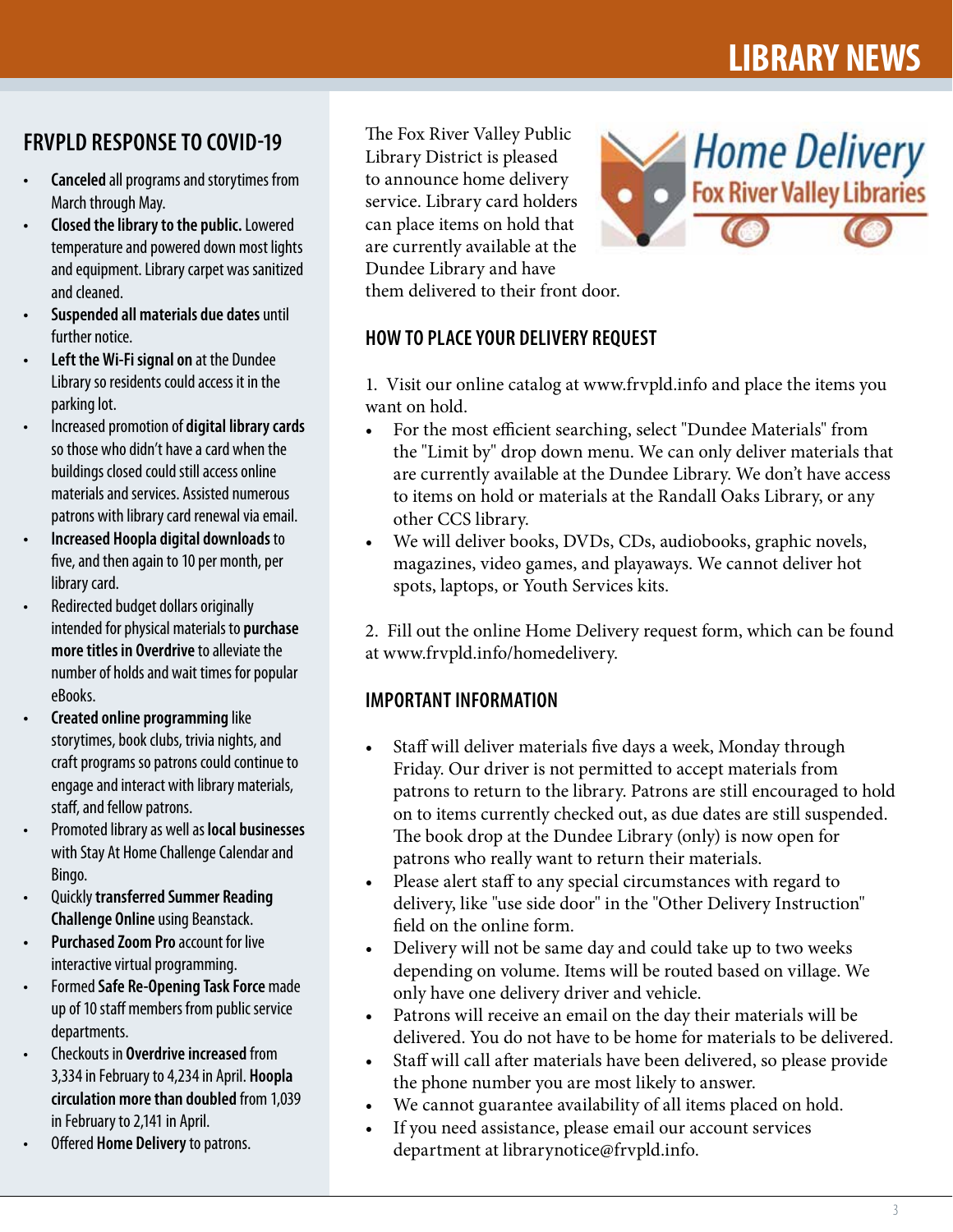# LIBRARY NEWS

## FRVPLD RESPONSE TO COVID-19

- **Canceled** all programs and storytimes from March through May.
- **Closed the library to the public.** Lowered temperature and powered down most lights and equipment. Library carpet was sanitized and cleaned.
- **Suspended all materials due dates** until further notice.
- **Left the Wi-Fi signal on** at the Dundee Library so residents could access it in the parking lot.
- Increased promotion of **digital library cards** so those who didn't have a card when the buildings closed could still access online materials and services. Assisted numerous patrons with library card renewal via email.
- **Increased Hoopla digital downloads** to five, and then again to 10 per month, per library card.
- Redirected budget dollars originally intended for physical materials to **purchase more titles in Overdrive** to alleviate the number of holds and wait times for popular eBooks.
- **Created online programming** like storytimes, book clubs, trivia nights, and craft programs so patrons could continue to engage and interact with library materials, staff, and fellow patrons.
- Promoted library as well as **local businesses** with Stay At Home Challenge Calendar and Bingo.
- Quickly **transferred Summer Reading Challenge Online** using Beanstack.
- **Purchased Zoom Pro** account for live interactive virtual programming.
- Formed **Safe Re-Opening Task Force** made up of 10 staff members from public service departments.
- Checkouts in **Overdrive increased** from 3,334 in February to 4,234 in April. **Hoopla circulation more than doubled** from 1,039 in February to 2,141 in April.
- Offered **Home Delivery** to patrons.

Home Delivery
Fox River Valley Libraries

The Fox River Valley Public Library District is pleased to announce home delivery service. Library card holders can place items on hold that are currently available at the Dundee Library and have them delivered to their front door.

## HOW TO PLACE YOUR DELIVERY REQUEST

1. Visit our online catalog at www.frvpld.info and place the items you want on hold.
   - For the most efficient searching, select "Dundee Materials" from the "Limit by" drop down menu. We can only deliver materials that are currently available at the Dundee Library. We don't have access to items on hold or materials at the Randall Oaks Library, or any other CCS library.
   - We will deliver books, DVDs, CDs, audiobooks, graphic novels, magazines, video games, and playaways. We cannot deliver hot spots, laptops, or Youth Services kits.

2. Fill out the online Home Delivery request form, which can be found at www.frvpld.info/homedelivery.

## IMPORTANT INFORMATION

- Staff will deliver materials five days a week, Monday through Friday. Our driver is not permitted to accept materials from patrons to return to the library. Patrons are still encouraged to hold on to items currently checked out, as due dates are still suspended. The book drop at the Dundee Library (only) is now open for patrons who really want to return their materials.
- Please alert staff to any special circumstances with regard to delivery, like "use side door" in the "Other Delivery Instruction" field on the online form.
- Delivery will not be same day and could take up to two weeks depending on volume. Items will be routed based on village. We only have one delivery driver and vehicle.
- Patrons will receive an email on the day their materials will be delivered. You do not have to be home for materials to be delivered.
- Staff will call after materials have been delivered, so please provide the phone number you are most likely to answer.
- We cannot guarantee availability of all items placed on hold.
- If you need assistance, please email our account services department at librarynotice@frvpld.info.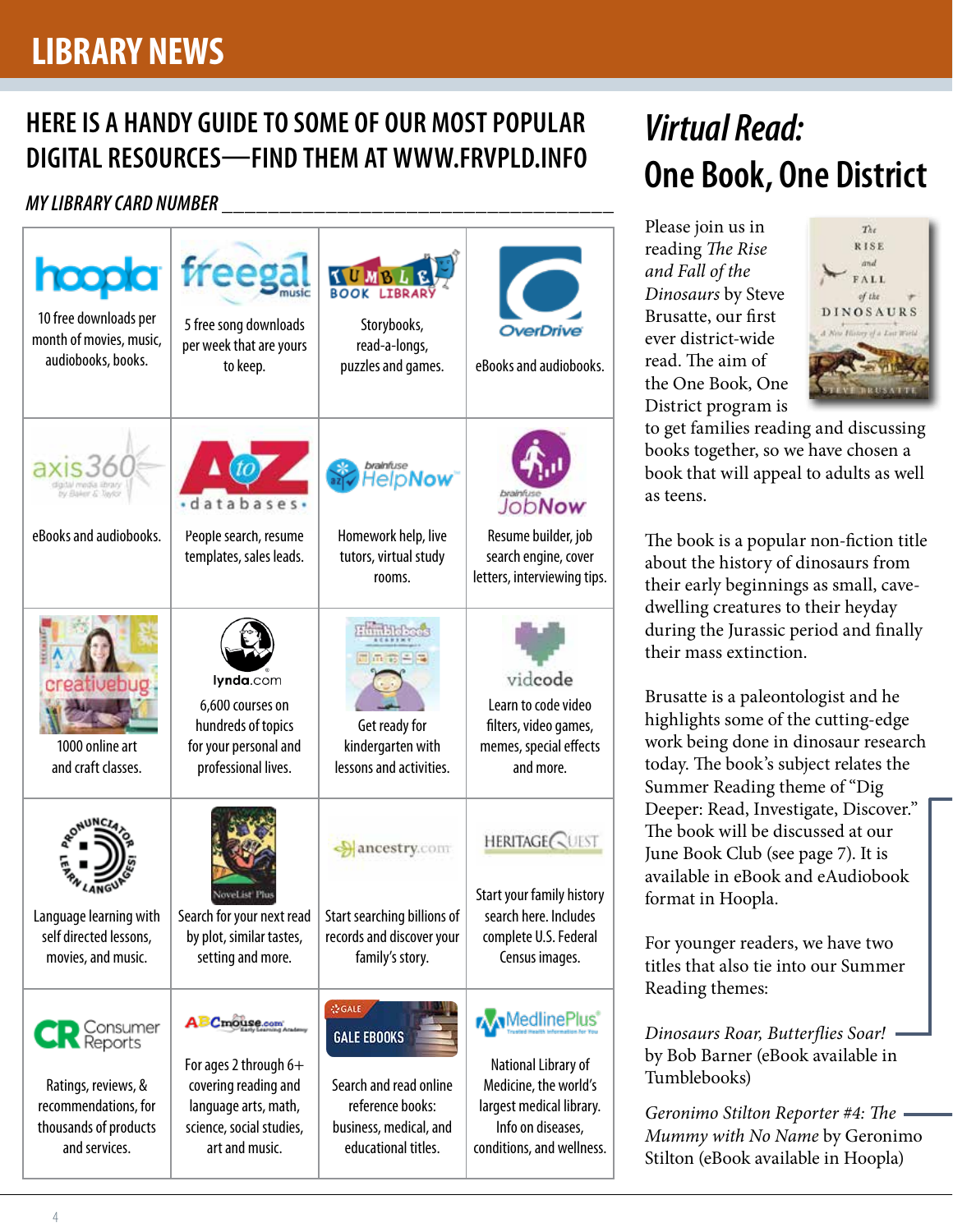# LIBRARY NEWS

## HERE IS A HANDY GUIDE TO SOME OF OUR MOST POPULAR DIGITAL RESOURCES—FIND THEM AT WWW.FRVPLD.INFO

*MY LIBRARY CARD NUMBER* ___________________________________

| | | | |
|---|---|---|---|
| **hoopla** 10 free downloads per month of movies, music, audiobooks, books. | **freegal music** 5 free song downloads per week that are yours to keep. | **TUMBLE BOOK LIBRARY** Storybooks, read-a-longs, puzzles and games. | **OverDrive** eBooks and audiobooks. |
| **axis360** digital media library by Baker & Taylor — eBooks and audiobooks. | **A to Z databases** People search, resume templates, sales leads. | **brainfuse HelpNow** Homework help, live tutors, virtual study rooms. | **brainfuse JobNow** Resume builder, job search engine, cover letters, interviewing tips. |
| **creativebug** 1000 online art and craft classes. | **lynda.com** 6,600 courses on hundreds of topics for your personal and professional lives. | **The Humblebees Academy** Get ready for kindergarten with lessons and activities. | **vidcode** Learn to code video filters, video games, memes, special effects and more. |
| **Pronunciator — Learn Languages!** Language learning with self directed lessons, movies, and music. | **NoveList Plus** Search for your next read by plot, similar tastes, setting and more. | **ancestry.com** Start searching billions of records and discover your family's story. | **HERITAGEQUEST** Start your family history search here. Includes complete U.S. Federal Census images. |
| **CR Consumer Reports** Ratings, reviews, & recommendations, for thousands of products and services. | **ABCmouse.com Early Learning Academy** For ages 2 through 6+ covering reading and language arts, math, science, social studies, art and music. | **GALE EBOOKS** Search and read online reference books: business, medical, and educational titles. | **MedlinePlus** Trusted Health Information for You — National Library of Medicine, the world's largest medical library. Info on diseases, conditions, and wellness. |

## *Virtual Read:* One Book, One District

Please join us in reading *The Rise and Fall of the Dinosaurs* by Steve Brusatte, our first ever district-wide read. The aim of the One Book, One District program is to get families reading and discussing books together, so we have chosen a book that will appeal to adults as well as teens.

The book is a popular non-fiction title about the history of dinosaurs from their early beginnings as small, cave-dwelling creatures to their heyday during the Jurassic period and finally their mass extinction.

Brusatte is a paleontologist and he highlights some of the cutting-edge work being done in dinosaur research today. The book's subject relates the Summer Reading theme of "Dig Deeper: Read, Investigate, Discover." The book will be discussed at our June Book Club (see page 7). It is available in eBook and eAudiobook format in Hoopla.

For younger readers, we have two titles that also tie into our Summer Reading themes:

*Dinosaurs Roar, Butterflies Soar!* by Bob Barner (eBook available in Tumblebooks)

*Geronimo Stilton Reporter #4: The Mummy with No Name* by Geronimo Stilton (eBook available in Hoopla)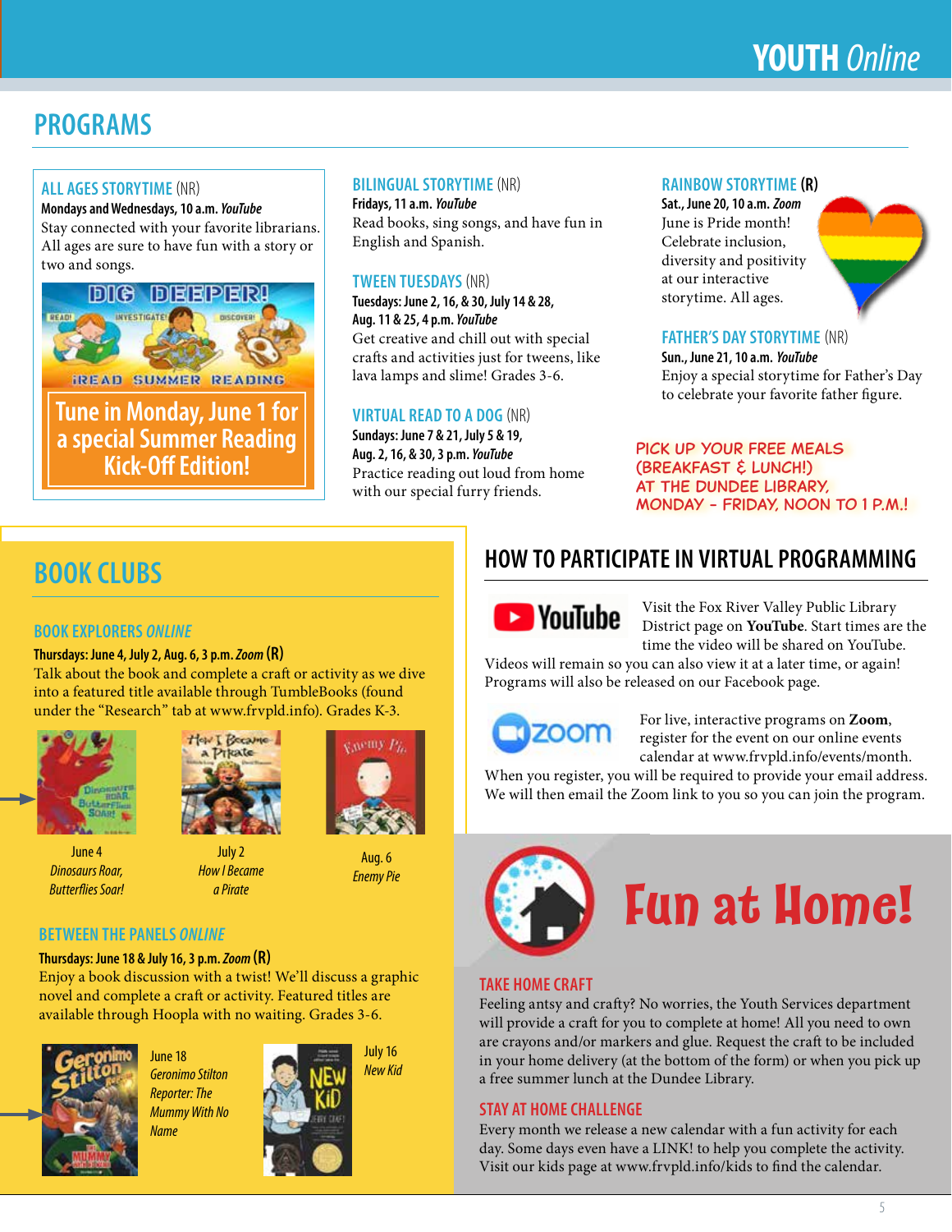# YOUTH *Online*

## PROGRAMS

### ALL AGES STORYTIME (NR)

**Mondays and Wednesdays, 10 a.m.** ***YouTube***

Stay connected with your favorite librarians. All ages are sure to have fun with a story or two and songs.

DIG DEEPER! READ! INVESTIGATE! DISCOVER! iREAD SUMMER READING

**Tune in Monday, June 1 for a special Summer Reading Kick-Off Edition!**

### BILINGUAL STORYTIME (NR)

**Fridays, 11 a.m.** ***YouTube***

Read books, sing songs, and have fun in English and Spanish.

### TWEEN TUESDAYS (NR)

**Tuesdays: June 2, 16, & 30, July 14 & 28, Aug. 11 & 25, 4 p.m.** ***YouTube***

Get creative and chill out with special crafts and activities just for tweens, like lava lamps and slime! Grades 3-6.

### VIRTUAL READ TO A DOG (NR)

**Sundays: June 7 & 21, July 5 & 19, Aug. 2, 16, & 30, 3 p.m.** ***YouTube***

Practice reading out loud from home with our special furry friends.

### RAINBOW STORYTIME (R)

**Sat., June 20, 10 a.m.** ***Zoom***

June is Pride month! Celebrate inclusion, diversity and positivity at our interactive storytime. All ages.

### FATHER'S DAY STORYTIME (NR)

**Sun., June 21, 10 a.m.** ***YouTube***

Enjoy a special storytime for Father's Day to celebrate your favorite father figure.

**PICK UP YOUR FREE MEALS (BREAKFAST & LUNCH!) AT THE DUNDEE LIBRARY, MONDAY - FRIDAY, NOON TO 1 P.M.!**

## BOOK CLUBS

### BOOK EXPLORERS *ONLINE*

**Thursdays: June 4, July 2, Aug. 6, 3 p.m.** ***Zoom*** **(R)**

Talk about the book and complete a craft or activity as we dive into a featured title available through TumbleBooks (found under the "Research" tab at www.frvpld.info). Grades K-3.

June 4 *Dinosaurs Roar, Butterflies Soar!*

July 2 *How I Became a Pirate*

Aug. 6 *Enemy Pie*

### BETWEEN THE PANELS *ONLINE*

**Thursdays: June 18 & July 16, 3 p.m.** ***Zoom*** **(R)**

Enjoy a book discussion with a twist! We'll discuss a graphic novel and complete a craft or activity. Featured titles are available through Hoopla with no waiting. Grades 3-6.

June 18 *Geronimo Stilton Reporter: The Mummy With No Name*

July 16 *New Kid*

## HOW TO PARTICIPATE IN VIRTUAL PROGRAMMING

Visit the Fox River Valley Public Library District page on **YouTube**. Start times are the time the video will be shared on YouTube. Videos will remain so you can also view it at a later time, or again! Programs will also be released on our Facebook page.

For live, interactive programs on **Zoom**, register for the event on our online events calendar at www.frvpld.info/events/month. When you register, you will be required to provide your email address. We will then email the Zoom link to you so you can join the program.

## Fun at Home!

### TAKE HOME CRAFT

Feeling antsy and crafty? No worries, the Youth Services department will provide a craft for you to complete at home! All you need to own are crayons and/or markers and glue. Request the craft to be included in your home delivery (at the bottom of the form) or when you pick up a free summer lunch at the Dundee Library.

### STAY AT HOME CHALLENGE

Every month we release a new calendar with a fun activity for each day. Some days even have a LINK! to help you complete the activity. Visit our kids page at www.frvpld.info/kids to find the calendar.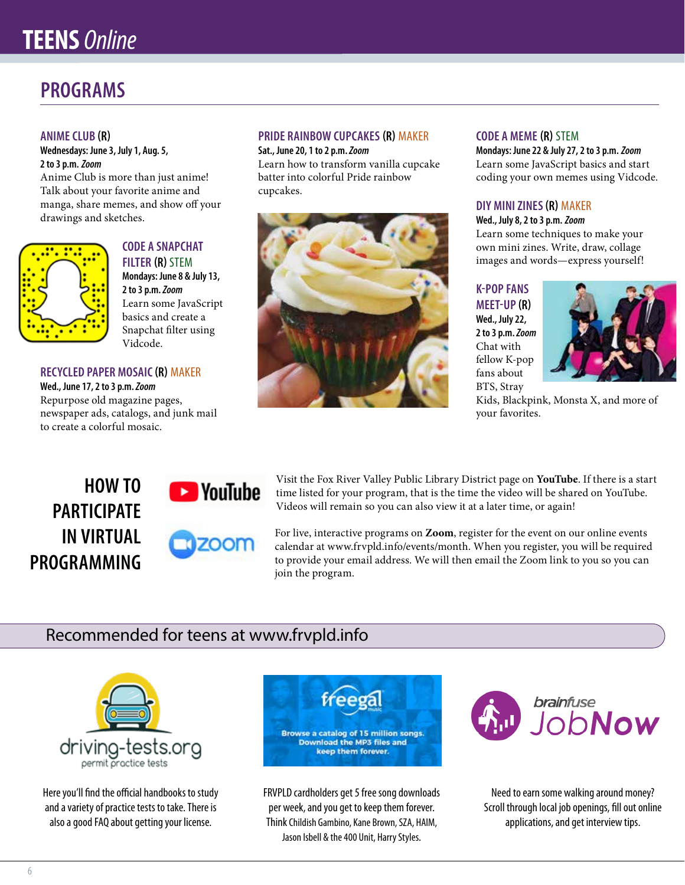# TEENS *Online*

## PROGRAMS

### ANIME CLUB (R)

**Wednesdays: June 3, July 1, Aug. 5, 2 to 3 p.m.** ***Zoom***

Anime Club is more than just anime! Talk about your favorite anime and manga, share memes, and show off your drawings and sketches.

### CODE A SNAPCHAT FILTER (R) STEM

**Mondays: June 8 & July 13, 2 to 3 p.m.** ***Zoom***

Learn some JavaScript basics and create a Snapchat filter using Vidcode.

### RECYCLED PAPER MOSAIC (R) MAKER

**Wed., June 17, 2 to 3 p.m.** ***Zoom***

Repurpose old magazine pages, newspaper ads, catalogs, and junk mail to create a colorful mosaic.

### PRIDE RAINBOW CUPCAKES (R) MAKER

**Sat., June 20, 1 to 2 p.m.** ***Zoom***

Learn how to transform vanilla cupcake batter into colorful Pride rainbow cupcakes.

### CODE A MEME (R) STEM

**Mondays: June 22 & July 27, 2 to 3 p.m.** ***Zoom***

Learn some JavaScript basics and start coding your own memes using Vidcode.

### DIY MINI ZINES (R) MAKER

**Wed., July 8, 2 to 3 p.m.** ***Zoom***

Learn some techniques to make your own mini zines. Write, draw, collage images and words—express yourself!

### K-POP FANS MEET-UP (R)

**Wed., July 22, 2 to 3 p.m.** ***Zoom***

Chat with fellow K-pop fans about BTS, Stray Kids, Blackpink, Monsta X, and more of your favorites.

## HOW TO PARTICIPATE IN VIRTUAL PROGRAMMING

Visit the Fox River Valley Public Library District page on **YouTube**. If there is a start time listed for your program, that is the time the video will be shared on YouTube. Videos will remain so you can also view it at a later time, or again!

For live, interactive programs on **Zoom**, register for the event on our online events calendar at www.frvpld.info/events/month. When you register, you will be required to provide your email address. We will then email the Zoom link to you so you can join the program.

## Recommended for teens at www.frvpld.info

**driving-tests.org** – permit practice tests

Here you'll find the official handbooks to study and a variety of practice tests to take. There is also a good FAQ about getting your license.

**freegal** – Browse a catalog of 15 million songs. Download the MP3 files and keep them forever.

FRVPLD cardholders get 5 free song downloads per week, and you get to keep them forever. Think Childish Gambino, Kane Brown, SZA, HAIM, Jason Isbell & the 400 Unit, Harry Styles.

**brainfuse JobNow**

Need to earn some walking around money? Scroll through local job openings, fill out online applications, and get interview tips.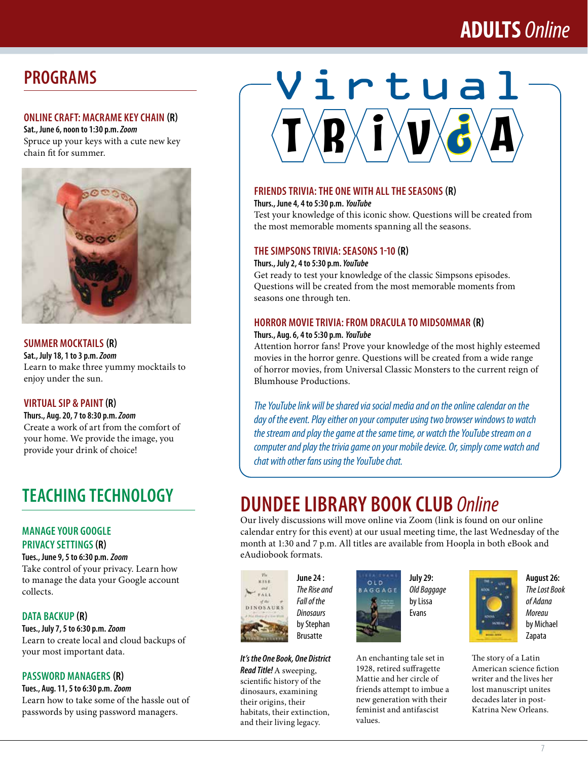# ADULTS *Online*

## PROGRAMS

### ONLINE CRAFT: MACRAME KEY CHAIN (R)

**Sat., June 6, noon to 1:30 p.m.** ***Zoom***

Spruce up your keys with a cute new key chain fit for summer.

### SUMMER MOCKTAILS (R)

**Sat., July 18, 1 to 3 p.m.** ***Zoom***

Learn to make three yummy mocktails to enjoy under the sun.

### VIRTUAL SIP & PAINT (R)

**Thurs., Aug. 20, 7 to 8:30 p.m.** ***Zoom***

Create a work of art from the comfort of your home. We provide the image, you provide your drink of choice!

## TEACHING TECHNOLOGY

### MANAGE YOUR GOOGLE PRIVACY SETTINGS (R)

**Tues., June 9, 5 to 6:30 p.m.** ***Zoom***

Take control of your privacy. Learn how to manage the data your Google account collects.

### DATA BACKUP (R)

**Tues., July 7, 5 to 6:30 p.m.** ***Zoom***

Learn to create local and cloud backups of your most important data.

### PASSWORD MANAGERS (R)

**Tues., Aug. 11, 5 to 6:30 p.m.** ***Zoom***

Learn how to take some of the hassle out of passwords by using password managers.

## Virtual TRIVIA

### FRIENDS TRIVIA: THE ONE WITH ALL THE SEASONS (R)

**Thurs., June 4, 4 to 5:30 p.m.** ***YouTube***

Test your knowledge of this iconic show. Questions will be created from the most memorable moments spanning all the seasons.

### THE SIMPSONS TRIVIA: SEASONS 1-10 (R)

**Thurs., July 2, 4 to 5:30 p.m.** ***YouTube***

Get ready to test your knowledge of the classic Simpsons episodes. Questions will be created from the most memorable moments from seasons one through ten.

### HORROR MOVIE TRIVIA: FROM DRACULA TO MIDSOMMAR (R)

**Thurs., Aug. 6, 4 to 5:30 p.m.** ***YouTube***

Attention horror fans! Prove your knowledge of the most highly esteemed movies in the horror genre. Questions will be created from a wide range of horror movies, from Universal Classic Monsters to the current reign of Blumhouse Productions.

*The YouTube link will be shared via social media and on the online calendar on the day of the event. Play either on your computer using two browser windows to watch the stream and play the game at the same time, or watch the YouTube stream on a computer and play the trivia game on your mobile device. Or, simply come watch and chat with other fans using the YouTube chat.*

## DUNDEE LIBRARY BOOK CLUB *Online*

Our lively discussions will move online via Zoom (link is found on our online calendar entry for this event) at our usual meeting time, the last Wednesday of the month at 1:30 and 7 p.m. All titles are available from Hoopla in both eBook and eAudiobook formats.

**June 24:** *The Rise and Fall of the Dinosaurs* by Stephan Brusatte

***It's the One Book, One District Read Title!*** A sweeping, scientific history of the dinosaurs, examining their origins, their extinction, their habitats, and their living legacy.

**July 29:** *Old Baggage* by Lissa Evans

An enchanting tale set in 1928, retired suffragette Mattie and her circle of friends attempt to imbue a new generation with their feminist and antifascist values.

**August 26:** *The Lost Book of Adana Moreau* by Michael Zapata

The story of a Latin American science fiction writer and the lives her lost manuscript unites decades later in post-Katrina New Orleans.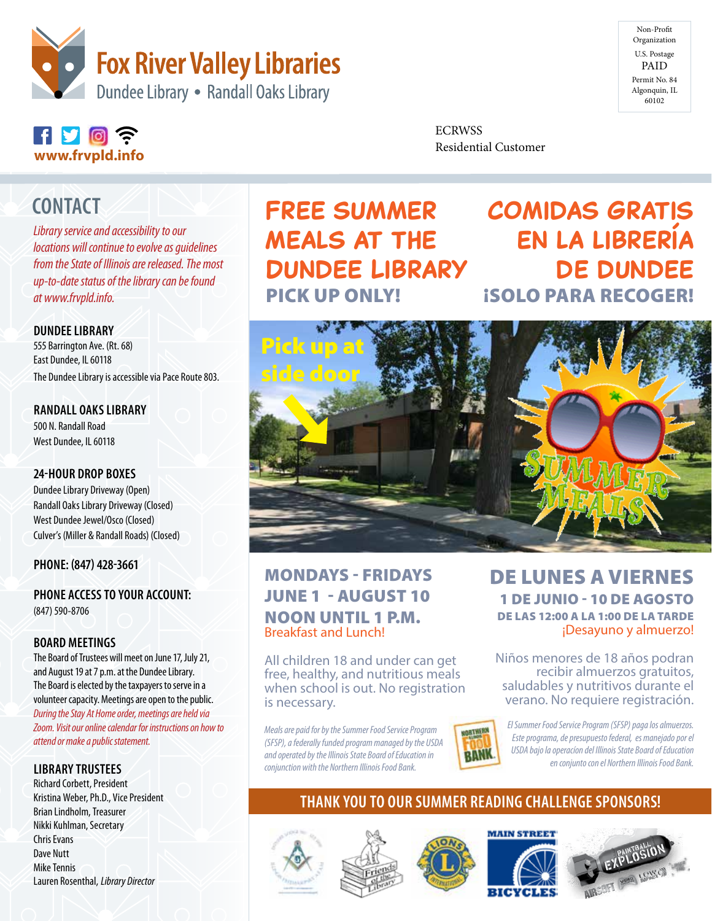# Fox River Valley Libraries

Dundee Library • Randall Oaks Library

www.frvpld.info

Non-Profit Organization
U.S. Postage
PAID
Permit No. 84
Algonquin, IL
60102

ECRWSS
Residential Customer

## CONTACT

*Library service and accessibility to our locations will continue to evolve as guidelines from the State of Illinois are released. The most up-to-date status of the library can be found at www.frvpld.info.*

**DUNDEE LIBRARY**
555 Barrington Ave. (Rt. 68)
East Dundee, IL 60118
The Dundee Library is accessible via Pace Route 803.

**RANDALL OAKS LIBRARY**
500 N. Randall Road
West Dundee, IL 60118

**24-HOUR DROP BOXES**
Dundee Library Driveway (Open)
Randall Oaks Library Driveway (Closed)
West Dundee Jewel/Osco (Closed)
Culver's (Miller & Randall Roads) (Closed)

**PHONE: (847) 428-3661**

**PHONE ACCESS TO YOUR ACCOUNT:**
(847) 590-8706

**BOARD MEETINGS**
The Board of Trustees will meet on June 17, July 21, and August 19 at 7 p.m. at the Dundee Library. The Board is elected by the taxpayers to serve in a volunteer capacity. Meetings are open to the public. *During the Stay At Home order, meetings are held via Zoom. Visit our online calendar for instructions on how to attend or make a public statement.*

**LIBRARY TRUSTEES**
Richard Corbett, President
Kristina Weber, Ph.D., Vice President
Brian Lindholm, Treasurer
Nikki Kuhlman, Secretary
Chris Evans
Dave Nutt
Mike Tennis
Lauren Rosenthal, *Library Director*

## FREE SUMMER MEALS AT THE DUNDEE LIBRARY

### PICK UP ONLY!

Pick up at side door

Summer Meals

**MONDAYS - FRIDAYS**
**JUNE 1 - AUGUST 10**
**NOON UNTIL 1 P.M.**
Breakfast and Lunch!

All children 18 and under can get free, healthy, and nutritious meals when school is out. No registration is necessary.

*Meals are paid for by the Summer Food Service Program (SFSP), a federally funded program managed by the USDA and operated by the Illinois State Board of Education in conjunction with the Northern Illinois Food Bank.*

## COMIDAS GRATIS EN LA LIBRERÍA DE DUNDEE

### ¡SOLO PARA RECOGER!

**DE LUNES A VIERNES**
**1 DE JUNIO - 10 DE AGOSTO**
**DE LAS 12:00 A LA 1:00 DE LA TARDE**
¡Desayuno y almuerzo!

Niños menores de 18 años podran recibir almuerzos gratuitos, saludables y nutritivos durante el verano. No requiere registración.

*El Summer Food Service Program (SFSP) paga los almuerzos. Este programa, de presupuesto federal, es manejado por el USDA bajo la operacion del Illinois State Board of Education en conjunto con el Northern Illinois Food Bank.*

Northern Illinois Food Bank

## THANK YOU TO OUR SUMMER READING CHALLENGE SPONSORS!

Friends of the Library
Lions International
Main Street Bicycles
Paintball Explosion